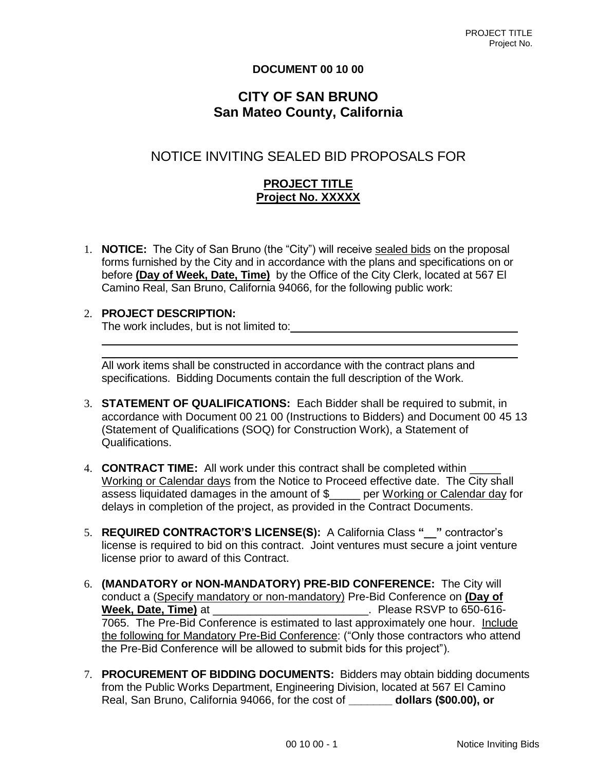**DOCUMENT 00 10 00**

# CITY OF SAN BRUNO
# San Mateo County, California

## NOTICE INVITING SEALED BID PROPOSALS FOR

### PROJECT TITLE
### Project No. XXXXX

1. **NOTICE:** The City of San Bruno (the "City") will receive sealed bids on the proposal forms furnished by the City and in accordance with the plans and specifications on or before **(Day of Week, Date, Time)** by the Office of the City Clerk, located at 567 El Camino Real, San Bruno, California 94066, for the following public work:

2. **PROJECT DESCRIPTION:**
   The work includes, but is not limited to: ______________________________________
   ______________________________________________________________________
   ______________________________________________________________________
   All work items shall be constructed in accordance with the contract plans and specifications. Bidding Documents contain the full description of the Work.

3. **STATEMENT OF QUALIFICATIONS:** Each Bidder shall be required to submit, in accordance with Document 00 21 00 (Instructions to Bidders) and Document 00 45 13 (Statement of Qualifications (SOQ) for Construction Work), a Statement of Qualifications.

4. **CONTRACT TIME:** All work under this contract shall be completed within _____ Working or Calendar days from the Notice to Proceed effective date. The City shall assess liquidated damages in the amount of $_____ per Working or Calendar day for delays in completion of the project, as provided in the Contract Documents.

5. **REQUIRED CONTRACTOR'S LICENSE(S):** A California Class **"__"** contractor's license is required to bid on this contract. Joint ventures must secure a joint venture license prior to award of this Contract.

6. **(MANDATORY or NON-MANDATORY) PRE-BID CONFERENCE:** The City will conduct a (Specify mandatory or non-mandatory) Pre-Bid Conference on **(Day of Week, Date, Time)** at _________________________. Please RSVP to 650-616-7065. The Pre-Bid Conference is estimated to last approximately one hour. Include the following for Mandatory Pre-Bid Conference: ("Only those contractors who attend the Pre-Bid Conference will be allowed to submit bids for this project").

7. **PROCUREMENT OF BIDDING DOCUMENTS:** Bidders may obtain bidding documents from the Public Works Department, Engineering Division, located at 567 El Camino Real, San Bruno, California 94066, for the cost of **_______ dollars ($00.00), or**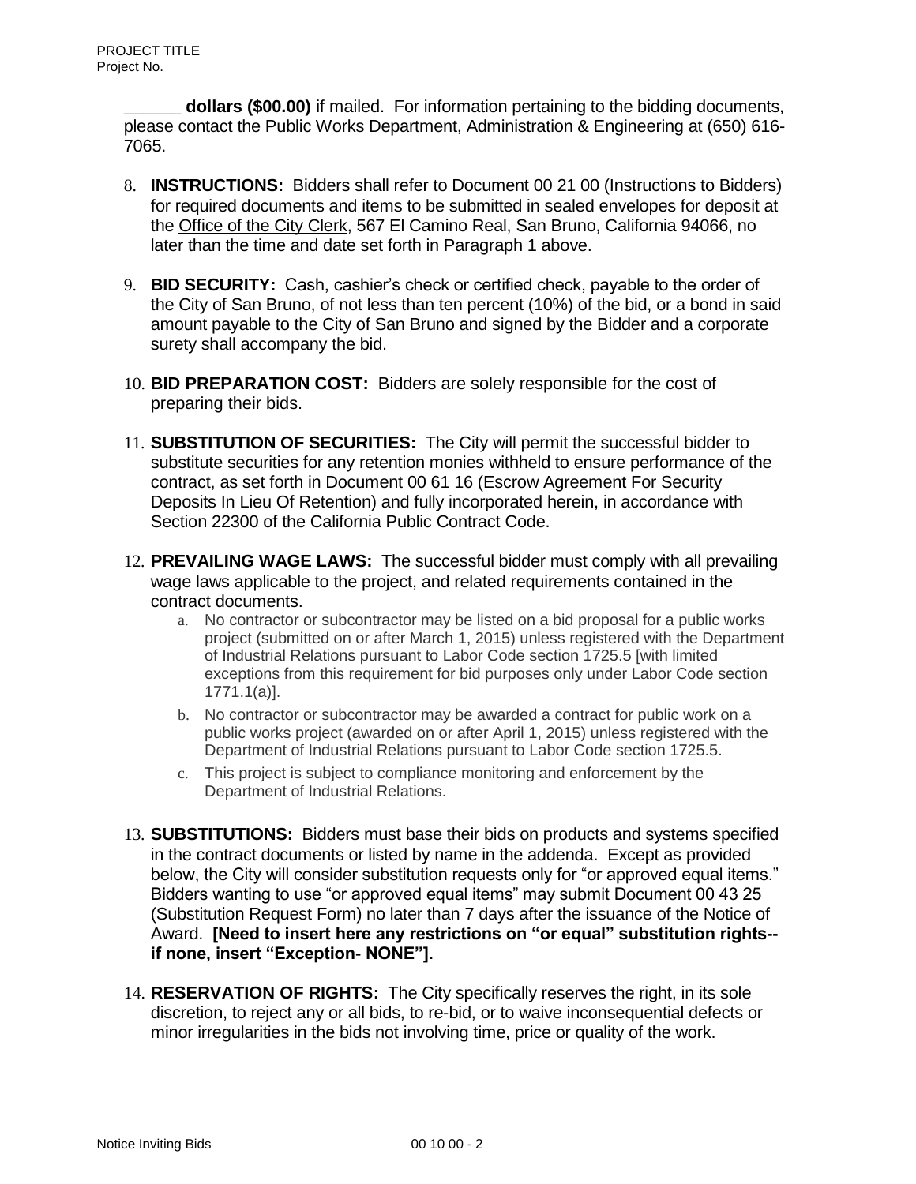**______ dollars ($00.00)** if mailed. For information pertaining to the bidding documents, please contact the Public Works Department, Administration & Engineering at (650) 616-7065.

8. **INSTRUCTIONS:** Bidders shall refer to Document 00 21 00 (Instructions to Bidders) for required documents and items to be submitted in sealed envelopes for deposit at the Office of the City Clerk, 567 El Camino Real, San Bruno, California 94066, no later than the time and date set forth in Paragraph 1 above.

9. **BID SECURITY:** Cash, cashier's check or certified check, payable to the order of the City of San Bruno, of not less than ten percent (10%) of the bid, or a bond in said amount payable to the City of San Bruno and signed by the Bidder and a corporate surety shall accompany the bid.

10. **BID PREPARATION COST:** Bidders are solely responsible for the cost of preparing their bids.

11. **SUBSTITUTION OF SECURITIES:** The City will permit the successful bidder to substitute securities for any retention monies withheld to ensure performance of the contract, as set forth in Document 00 61 16 (Escrow Agreement For Security Deposits In Lieu Of Retention) and fully incorporated herein, in accordance with Section 22300 of the California Public Contract Code.

12. **PREVAILING WAGE LAWS:** The successful bidder must comply with all prevailing wage laws applicable to the project, and related requirements contained in the contract documents.
    a. No contractor or subcontractor may be listed on a bid proposal for a public works project (submitted on or after March 1, 2015) unless registered with the Department of Industrial Relations pursuant to Labor Code section 1725.5 [with limited exceptions from this requirement for bid purposes only under Labor Code section 1771.1(a)].
    b. No contractor or subcontractor may be awarded a contract for public work on a public works project (awarded on or after April 1, 2015) unless registered with the Department of Industrial Relations pursuant to Labor Code section 1725.5.
    c. This project is subject to compliance monitoring and enforcement by the Department of Industrial Relations.

13. **SUBSTITUTIONS:** Bidders must base their bids on products and systems specified in the contract documents or listed by name in the addenda. Except as provided below, the City will consider substitution requests only for "or approved equal items." Bidders wanting to use "or approved equal items" may submit Document 00 43 25 (Substitution Request Form) no later than 7 days after the issuance of the Notice of Award. **[Need to insert here any restrictions on "or equal" substitution rights--if none, insert "Exception- NONE"].**

14. **RESERVATION OF RIGHTS:** The City specifically reserves the right, in its sole discretion, to reject any or all bids, to re-bid, or to waive inconsequential defects or minor irregularities in the bids not involving time, price or quality of the work.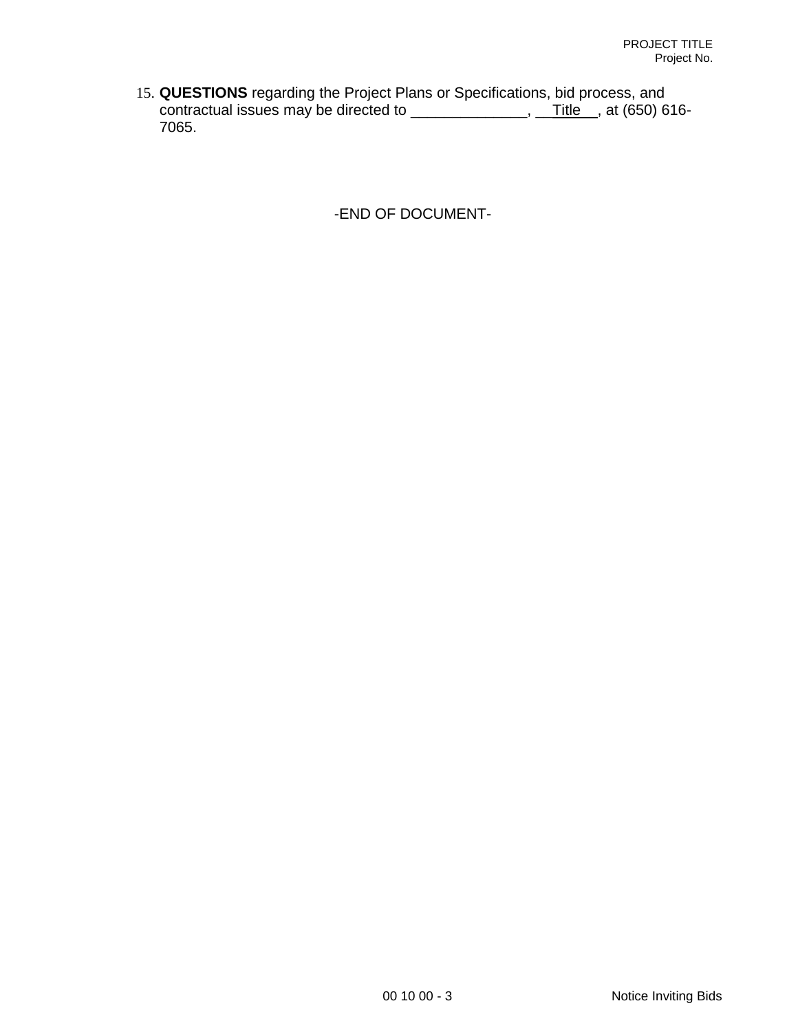15. **QUESTIONS** regarding the Project Plans or Specifications, bid process, and contractual issues may be directed to ______________, __Title__, at (650) 616-7065.

-END OF DOCUMENT-